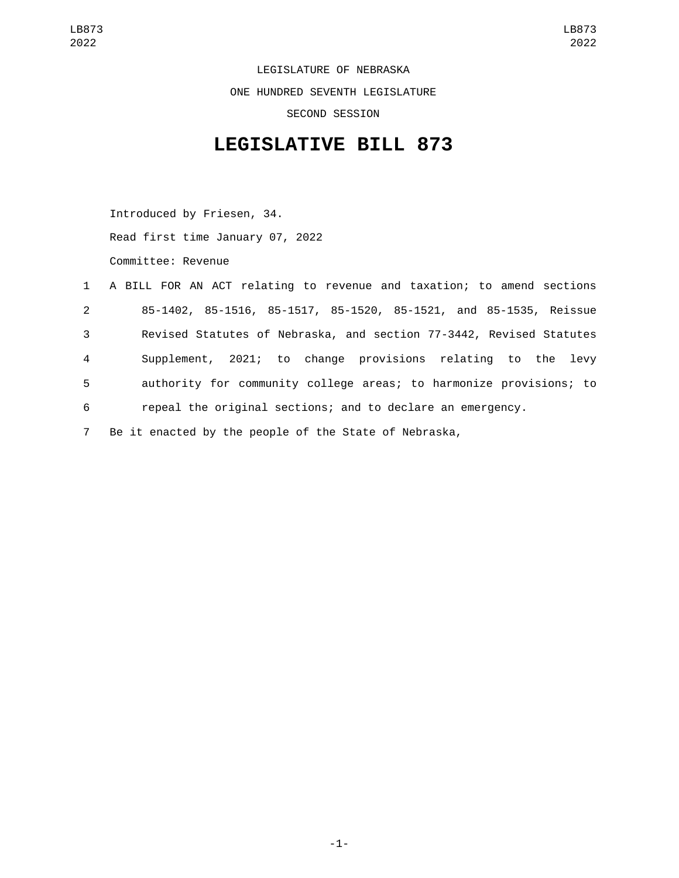LEGISLATURE OF NEBRASKA

ONE HUNDRED SEVENTH LEGISLATURE

SECOND SESSION

# LEGISLATIVE BILL 873

Introduced by Friesen, 34.

Read first time January 07, 2022

Committee: Revenue

A BILL FOR AN ACT relating to revenue and taxation; to amend sections 85-1402, 85-1516, 85-1517, 85-1520, 85-1521, and 85-1535, Reissue Revised Statutes of Nebraska, and section 77-3442, Revised Statutes Supplement, 2021; to change provisions relating to the levy authority for community college areas; to harmonize provisions; to repeal the original sections; and to declare an emergency.

Be it enacted by the people of the State of Nebraska,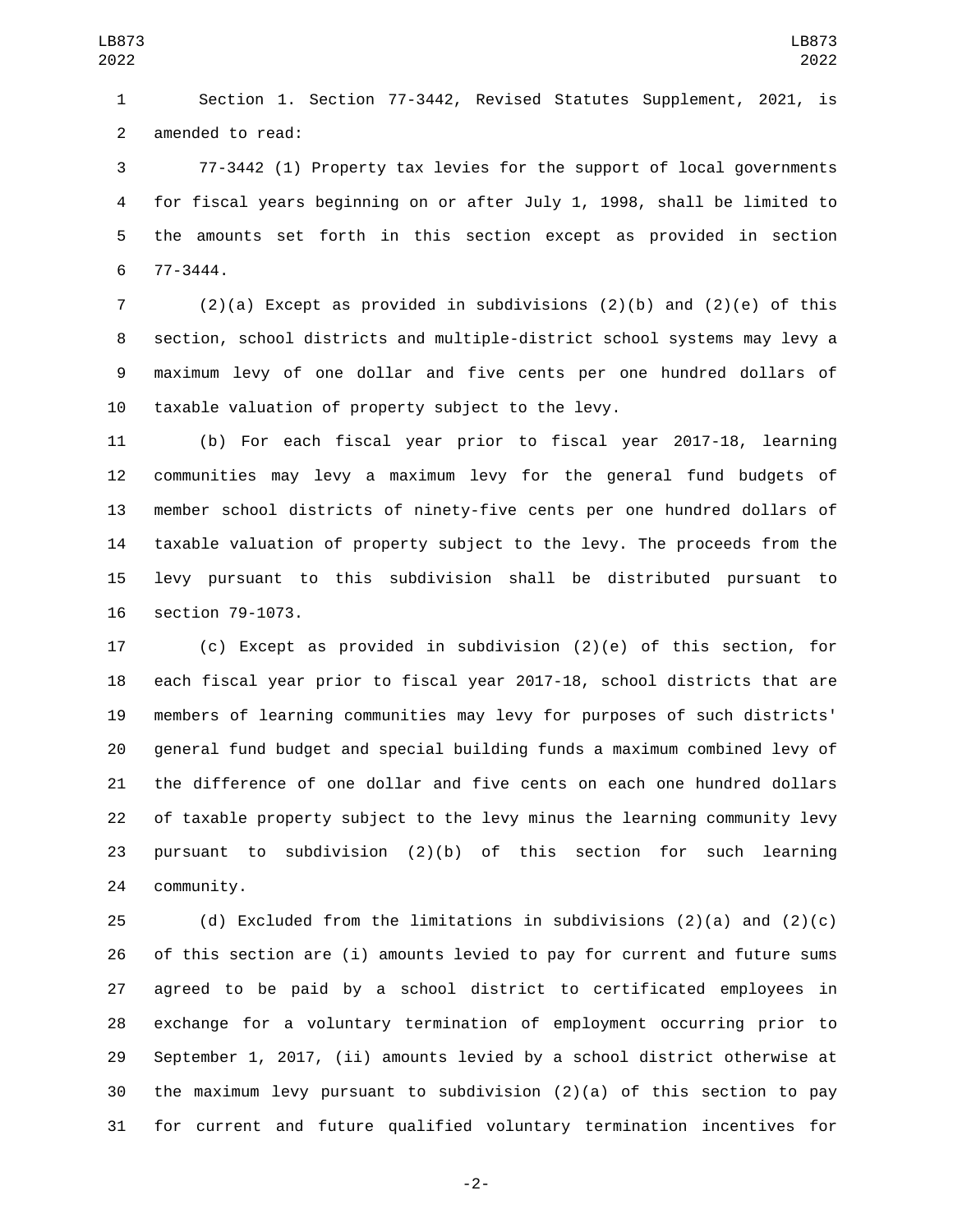Section 1. Section 77-3442, Revised Statutes Supplement, 2021, is amended to read:

77-3442 (1) Property tax levies for the support of local governments for fiscal years beginning on or after July 1, 1998, shall be limited to the amounts set forth in this section except as provided in section 77-3444.

(2)(a) Except as provided in subdivisions (2)(b) and (2)(e) of this section, school districts and multiple-district school systems may levy a maximum levy of one dollar and five cents per one hundred dollars of taxable valuation of property subject to the levy.

(b) For each fiscal year prior to fiscal year 2017-18, learning communities may levy a maximum levy for the general fund budgets of member school districts of ninety-five cents per one hundred dollars of taxable valuation of property subject to the levy. The proceeds from the levy pursuant to this subdivision shall be distributed pursuant to section 79-1073.

(c) Except as provided in subdivision (2)(e) of this section, for each fiscal year prior to fiscal year 2017-18, school districts that are members of learning communities may levy for purposes of such districts' general fund budget and special building funds a maximum combined levy of the difference of one dollar and five cents on each one hundred dollars of taxable property subject to the levy minus the learning community levy pursuant to subdivision (2)(b) of this section for such learning community.

(d) Excluded from the limitations in subdivisions (2)(a) and (2)(c) of this section are (i) amounts levied to pay for current and future sums agreed to be paid by a school district to certificated employees in exchange for a voluntary termination of employment occurring prior to September 1, 2017, (ii) amounts levied by a school district otherwise at the maximum levy pursuant to subdivision (2)(a) of this section to pay for current and future qualified voluntary termination incentives for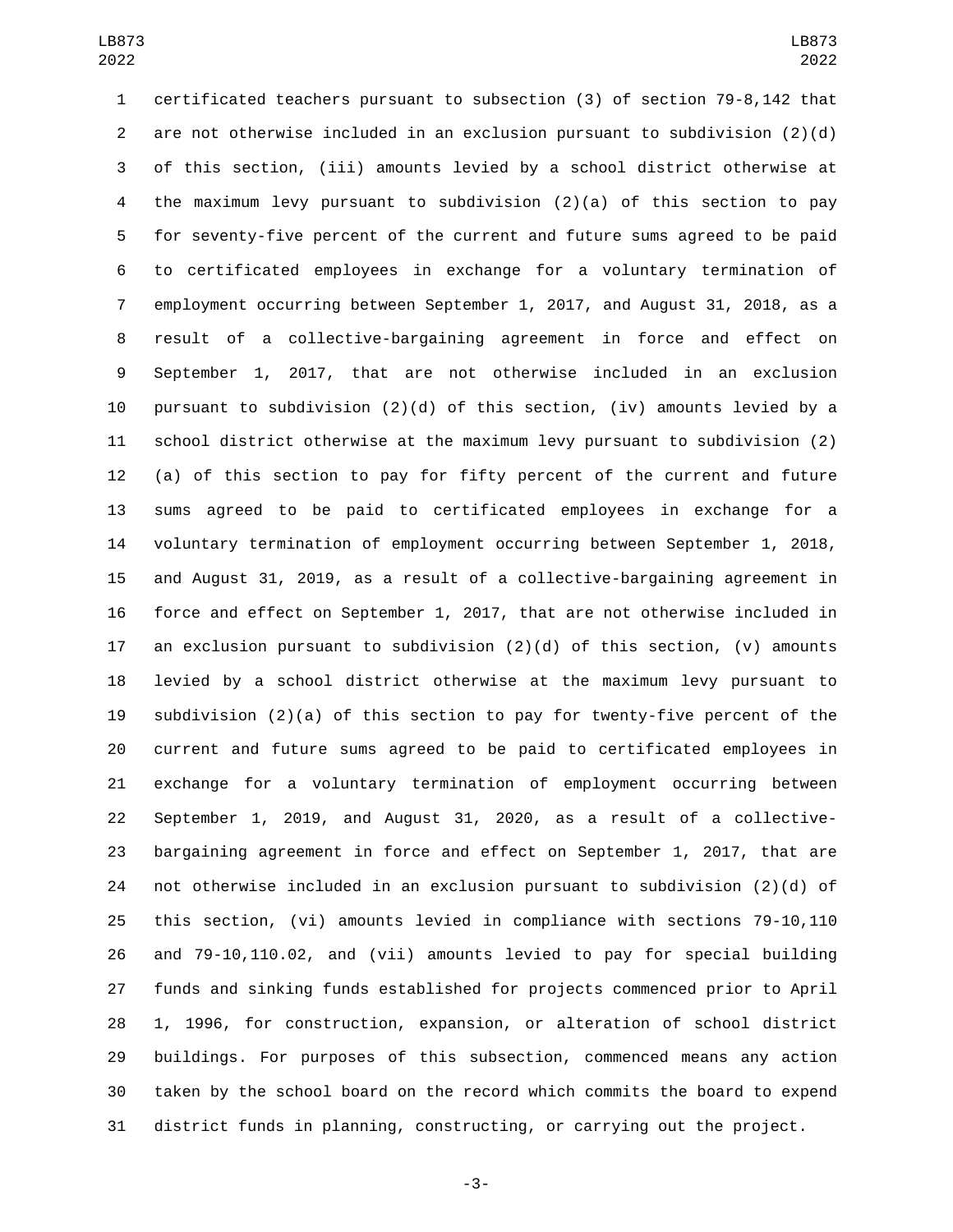certificated teachers pursuant to subsection (3) of section 79-8,142 that are not otherwise included in an exclusion pursuant to subdivision (2)(d) of this section, (iii) amounts levied by a school district otherwise at the maximum levy pursuant to subdivision (2)(a) of this section to pay for seventy-five percent of the current and future sums agreed to be paid to certificated employees in exchange for a voluntary termination of employment occurring between September 1, 2017, and August 31, 2018, as a result of a collective-bargaining agreement in force and effect on September 1, 2017, that are not otherwise included in an exclusion pursuant to subdivision (2)(d) of this section, (iv) amounts levied by a school district otherwise at the maximum levy pursuant to subdivision (2)(a) of this section to pay for fifty percent of the current and future sums agreed to be paid to certificated employees in exchange for a voluntary termination of employment occurring between September 1, 2018, and August 31, 2019, as a result of a collective-bargaining agreement in force and effect on September 1, 2017, that are not otherwise included in an exclusion pursuant to subdivision (2)(d) of this section, (v) amounts levied by a school district otherwise at the maximum levy pursuant to subdivision (2)(a) of this section to pay for twenty-five percent of the current and future sums agreed to be paid to certificated employees in exchange for a voluntary termination of employment occurring between September 1, 2019, and August 31, 2020, as a result of a collective-bargaining agreement in force and effect on September 1, 2017, that are not otherwise included in an exclusion pursuant to subdivision (2)(d) of this section, (vi) amounts levied in compliance with sections 79-10,110 and 79-10,110.02, and (vii) amounts levied to pay for special building funds and sinking funds established for projects commenced prior to April 1, 1996, for construction, expansion, or alteration of school district buildings. For purposes of this subsection, commenced means any action taken by the school board on the record which commits the board to expend district funds in planning, constructing, or carrying out the project.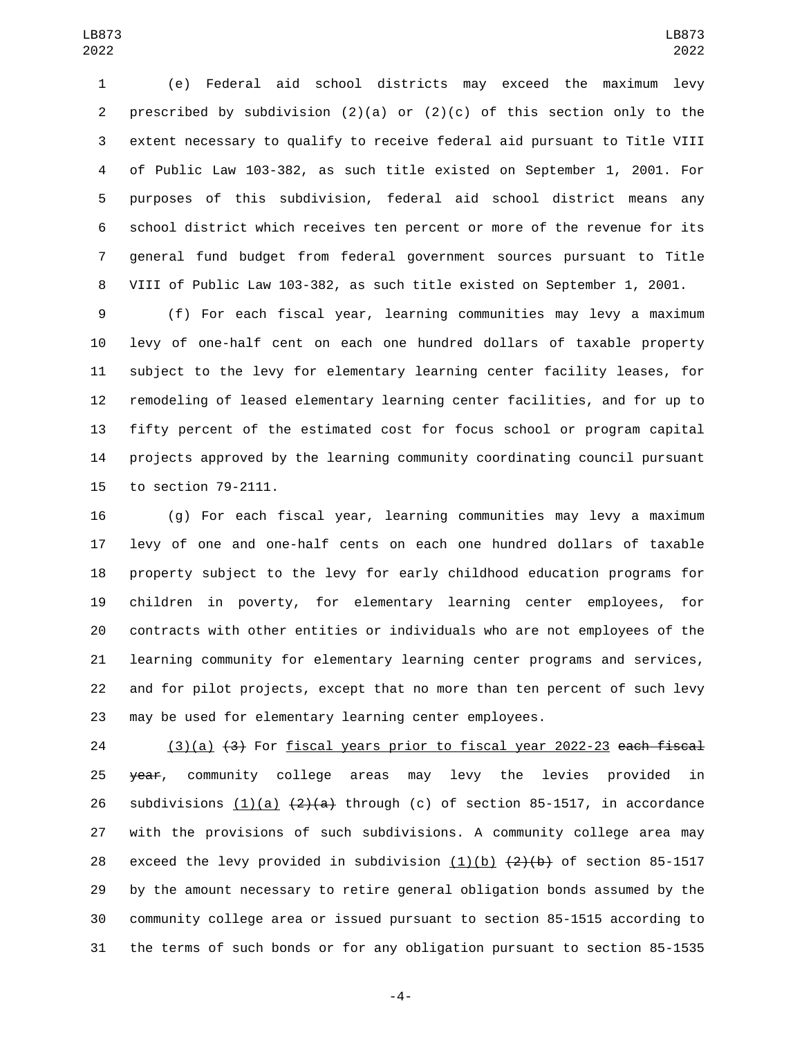(e) Federal aid school districts may exceed the maximum levy prescribed by subdivision (2)(a) or (2)(c) of this section only to the extent necessary to qualify to receive federal aid pursuant to Title VIII of Public Law 103-382, as such title existed on September 1, 2001. For purposes of this subdivision, federal aid school district means any school district which receives ten percent or more of the revenue for its general fund budget from federal government sources pursuant to Title VIII of Public Law 103-382, as such title existed on September 1, 2001.

(f) For each fiscal year, learning communities may levy a maximum levy of one-half cent on each one hundred dollars of taxable property subject to the levy for elementary learning center facility leases, for remodeling of leased elementary learning center facilities, and for up to fifty percent of the estimated cost for focus school or program capital projects approved by the learning community coordinating council pursuant to section 79-2111.

(g) For each fiscal year, learning communities may levy a maximum levy of one and one-half cents on each one hundred dollars of taxable property subject to the levy for early childhood education programs for children in poverty, for elementary learning center employees, for contracts with other entities or individuals who are not employees of the learning community for elementary learning center programs and services, and for pilot projects, except that no more than ten percent of such levy may be used for elementary learning center employees.

<u>(3)(a)</u> ~~(3)~~ For <u>fiscal years prior to fiscal year 2022-23</u> ~~each fiscal year~~, community college areas may levy the levies provided in subdivisions <u>(1)(a)</u> ~~(2)(a)~~ through (c) of section 85-1517, in accordance with the provisions of such subdivisions. A community college area may exceed the levy provided in subdivision <u>(1)(b)</u> ~~(2)(b)~~ of section 85-1517 by the amount necessary to retire general obligation bonds assumed by the community college area or issued pursuant to section 85-1515 according to the terms of such bonds or for any obligation pursuant to section 85-1535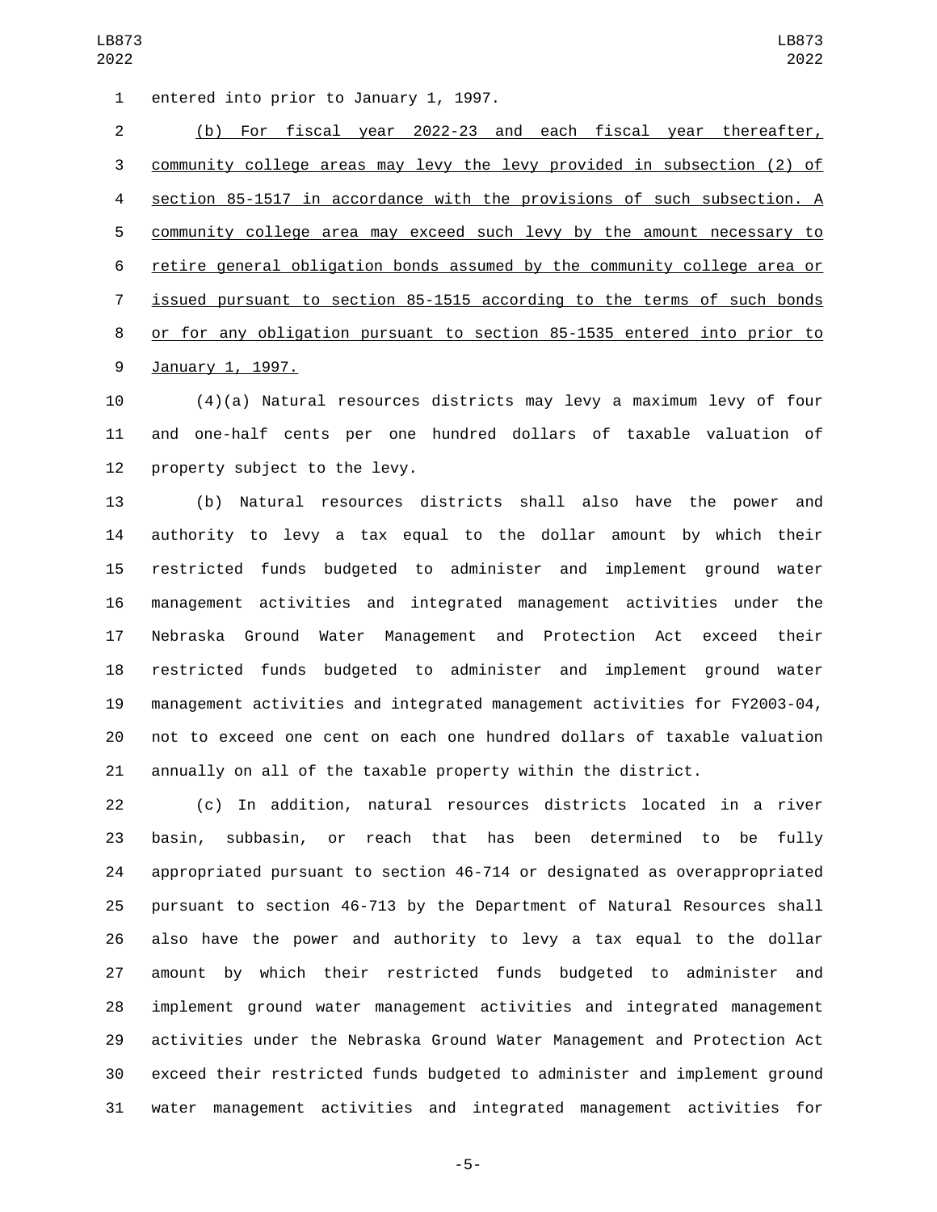entered into prior to January 1, 1997.

(b) For fiscal year 2022-23 and each fiscal year thereafter, community college areas may levy the levy provided in subsection (2) of section 85-1517 in accordance with the provisions of such subsection. A community college area may exceed such levy by the amount necessary to retire general obligation bonds assumed by the community college area or issued pursuant to section 85-1515 according to the terms of such bonds or for any obligation pursuant to section 85-1535 entered into prior to January 1, 1997.

(4)(a) Natural resources districts may levy a maximum levy of four and one-half cents per one hundred dollars of taxable valuation of property subject to the levy.

(b) Natural resources districts shall also have the power and authority to levy a tax equal to the dollar amount by which their restricted funds budgeted to administer and implement ground water management activities and integrated management activities under the Nebraska Ground Water Management and Protection Act exceed their restricted funds budgeted to administer and implement ground water management activities and integrated management activities for FY2003-04, not to exceed one cent on each one hundred dollars of taxable valuation annually on all of the taxable property within the district.

(c) In addition, natural resources districts located in a river basin, subbasin, or reach that has been determined to be fully appropriated pursuant to section 46-714 or designated as overappropriated pursuant to section 46-713 by the Department of Natural Resources shall also have the power and authority to levy a tax equal to the dollar amount by which their restricted funds budgeted to administer and implement ground water management activities and integrated management activities under the Nebraska Ground Water Management and Protection Act exceed their restricted funds budgeted to administer and implement ground water management activities and integrated management activities for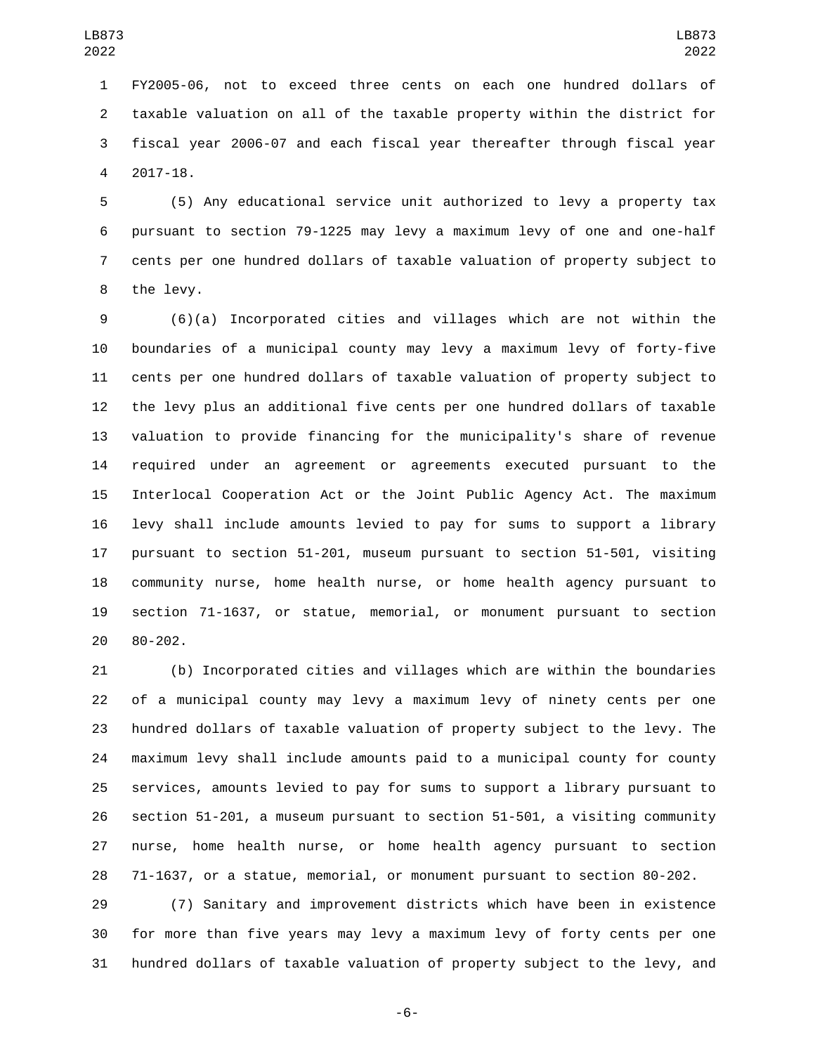FY2005-06, not to exceed three cents on each one hundred dollars of taxable valuation on all of the taxable property within the district for fiscal year 2006-07 and each fiscal year thereafter through fiscal year 2017-18.

(5) Any educational service unit authorized to levy a property tax pursuant to section 79-1225 may levy a maximum levy of one and one-half cents per one hundred dollars of taxable valuation of property subject to the levy.

(6)(a) Incorporated cities and villages which are not within the boundaries of a municipal county may levy a maximum levy of forty-five cents per one hundred dollars of taxable valuation of property subject to the levy plus an additional five cents per one hundred dollars of taxable valuation to provide financing for the municipality's share of revenue required under an agreement or agreements executed pursuant to the Interlocal Cooperation Act or the Joint Public Agency Act. The maximum levy shall include amounts levied to pay for sums to support a library pursuant to section 51-201, museum pursuant to section 51-501, visiting community nurse, home health nurse, or home health agency pursuant to section 71-1637, or statue, memorial, or monument pursuant to section 80-202.

(b) Incorporated cities and villages which are within the boundaries of a municipal county may levy a maximum levy of ninety cents per one hundred dollars of taxable valuation of property subject to the levy. The maximum levy shall include amounts paid to a municipal county for county services, amounts levied to pay for sums to support a library pursuant to section 51-201, a museum pursuant to section 51-501, a visiting community nurse, home health nurse, or home health agency pursuant to section 71-1637, or a statue, memorial, or monument pursuant to section 80-202.

(7) Sanitary and improvement districts which have been in existence for more than five years may levy a maximum levy of forty cents per one hundred dollars of taxable valuation of property subject to the levy, and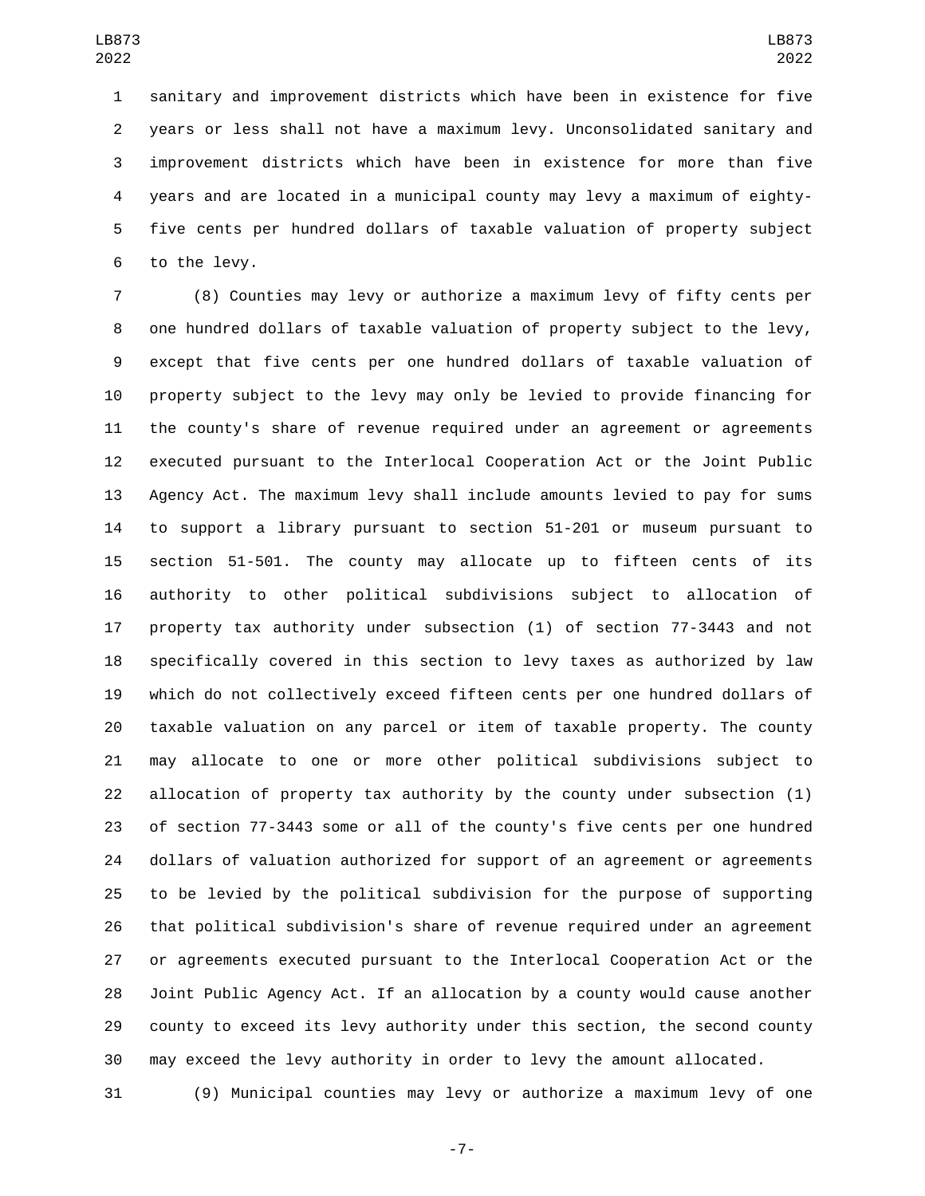sanitary and improvement districts which have been in existence for five years or less shall not have a maximum levy. Unconsolidated sanitary and improvement districts which have been in existence for more than five years and are located in a municipal county may levy a maximum of eighty-five cents per hundred dollars of taxable valuation of property subject to the levy.

(8) Counties may levy or authorize a maximum levy of fifty cents per one hundred dollars of taxable valuation of property subject to the levy, except that five cents per one hundred dollars of taxable valuation of property subject to the levy may only be levied to provide financing for the county's share of revenue required under an agreement or agreements executed pursuant to the Interlocal Cooperation Act or the Joint Public Agency Act. The maximum levy shall include amounts levied to pay for sums to support a library pursuant to section 51-201 or museum pursuant to section 51-501. The county may allocate up to fifteen cents of its authority to other political subdivisions subject to allocation of property tax authority under subsection (1) of section 77-3443 and not specifically covered in this section to levy taxes as authorized by law which do not collectively exceed fifteen cents per one hundred dollars of taxable valuation on any parcel or item of taxable property. The county may allocate to one or more other political subdivisions subject to allocation of property tax authority by the county under subsection (1) of section 77-3443 some or all of the county's five cents per one hundred dollars of valuation authorized for support of an agreement or agreements to be levied by the political subdivision for the purpose of supporting that political subdivision's share of revenue required under an agreement or agreements executed pursuant to the Interlocal Cooperation Act or the Joint Public Agency Act. If an allocation by a county would cause another county to exceed its levy authority under this section, the second county may exceed the levy authority in order to levy the amount allocated.

(9) Municipal counties may levy or authorize a maximum levy of one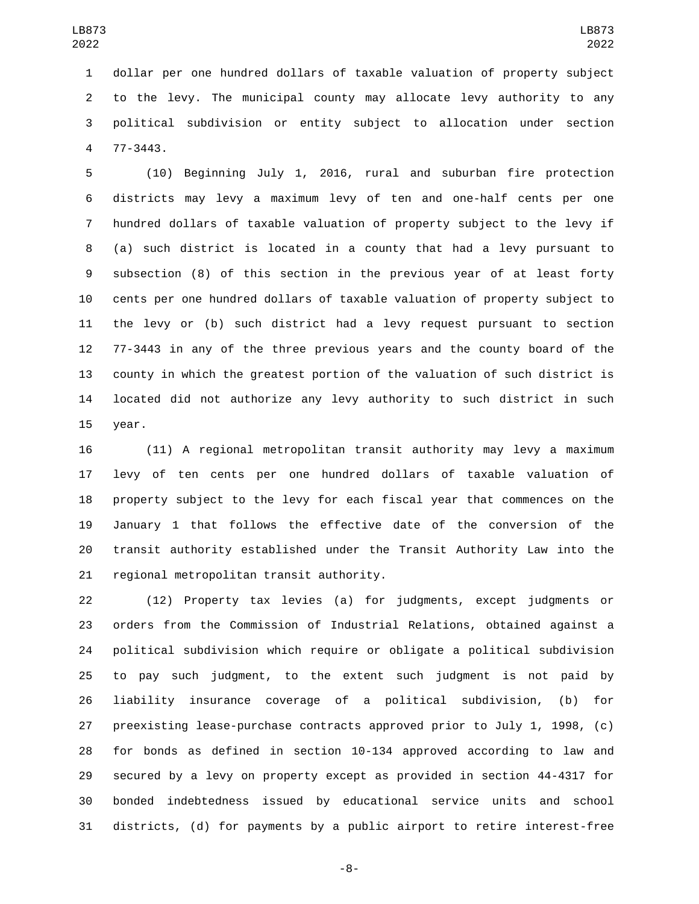dollar per one hundred dollars of taxable valuation of property subject to the levy. The municipal county may allocate levy authority to any political subdivision or entity subject to allocation under section 77-3443.

(10) Beginning July 1, 2016, rural and suburban fire protection districts may levy a maximum levy of ten and one-half cents per one hundred dollars of taxable valuation of property subject to the levy if (a) such district is located in a county that had a levy pursuant to subsection (8) of this section in the previous year of at least forty cents per one hundred dollars of taxable valuation of property subject to the levy or (b) such district had a levy request pursuant to section 77-3443 in any of the three previous years and the county board of the county in which the greatest portion of the valuation of such district is located did not authorize any levy authority to such district in such year.

(11) A regional metropolitan transit authority may levy a maximum levy of ten cents per one hundred dollars of taxable valuation of property subject to the levy for each fiscal year that commences on the January 1 that follows the effective date of the conversion of the transit authority established under the Transit Authority Law into the regional metropolitan transit authority.

(12) Property tax levies (a) for judgments, except judgments or orders from the Commission of Industrial Relations, obtained against a political subdivision which require or obligate a political subdivision to pay such judgment, to the extent such judgment is not paid by liability insurance coverage of a political subdivision, (b) for preexisting lease-purchase contracts approved prior to July 1, 1998, (c) for bonds as defined in section 10-134 approved according to law and secured by a levy on property except as provided in section 44-4317 for bonded indebtedness issued by educational service units and school districts, (d) for payments by a public airport to retire interest-free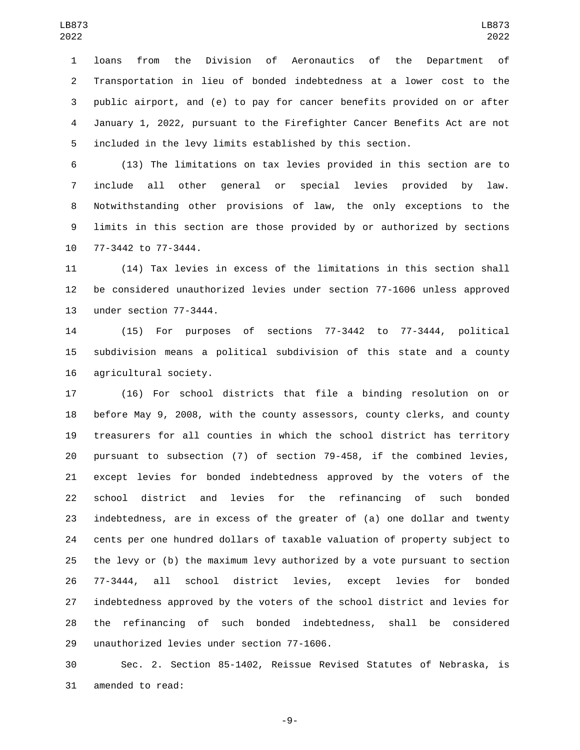loans from the Division of Aeronautics of the Department of Transportation in lieu of bonded indebtedness at a lower cost to the public airport, and (e) to pay for cancer benefits provided on or after January 1, 2022, pursuant to the Firefighter Cancer Benefits Act are not included in the levy limits established by this section.

(13) The limitations on tax levies provided in this section are to include all other general or special levies provided by law. Notwithstanding other provisions of law, the only exceptions to the limits in this section are those provided by or authorized by sections 77-3442 to 77-3444.

(14) Tax levies in excess of the limitations in this section shall be considered unauthorized levies under section 77-1606 unless approved under section 77-3444.

(15) For purposes of sections 77-3442 to 77-3444, political subdivision means a political subdivision of this state and a county agricultural society.

(16) For school districts that file a binding resolution on or before May 9, 2008, with the county assessors, county clerks, and county treasurers for all counties in which the school district has territory pursuant to subsection (7) of section 79-458, if the combined levies, except levies for bonded indebtedness approved by the voters of the school district and levies for the refinancing of such bonded indebtedness, are in excess of the greater of (a) one dollar and twenty cents per one hundred dollars of taxable valuation of property subject to the levy or (b) the maximum levy authorized by a vote pursuant to section 77-3444, all school district levies, except levies for bonded indebtedness approved by the voters of the school district and levies for the refinancing of such bonded indebtedness, shall be considered unauthorized levies under section 77-1606.

Sec. 2. Section 85-1402, Reissue Revised Statutes of Nebraska, is amended to read: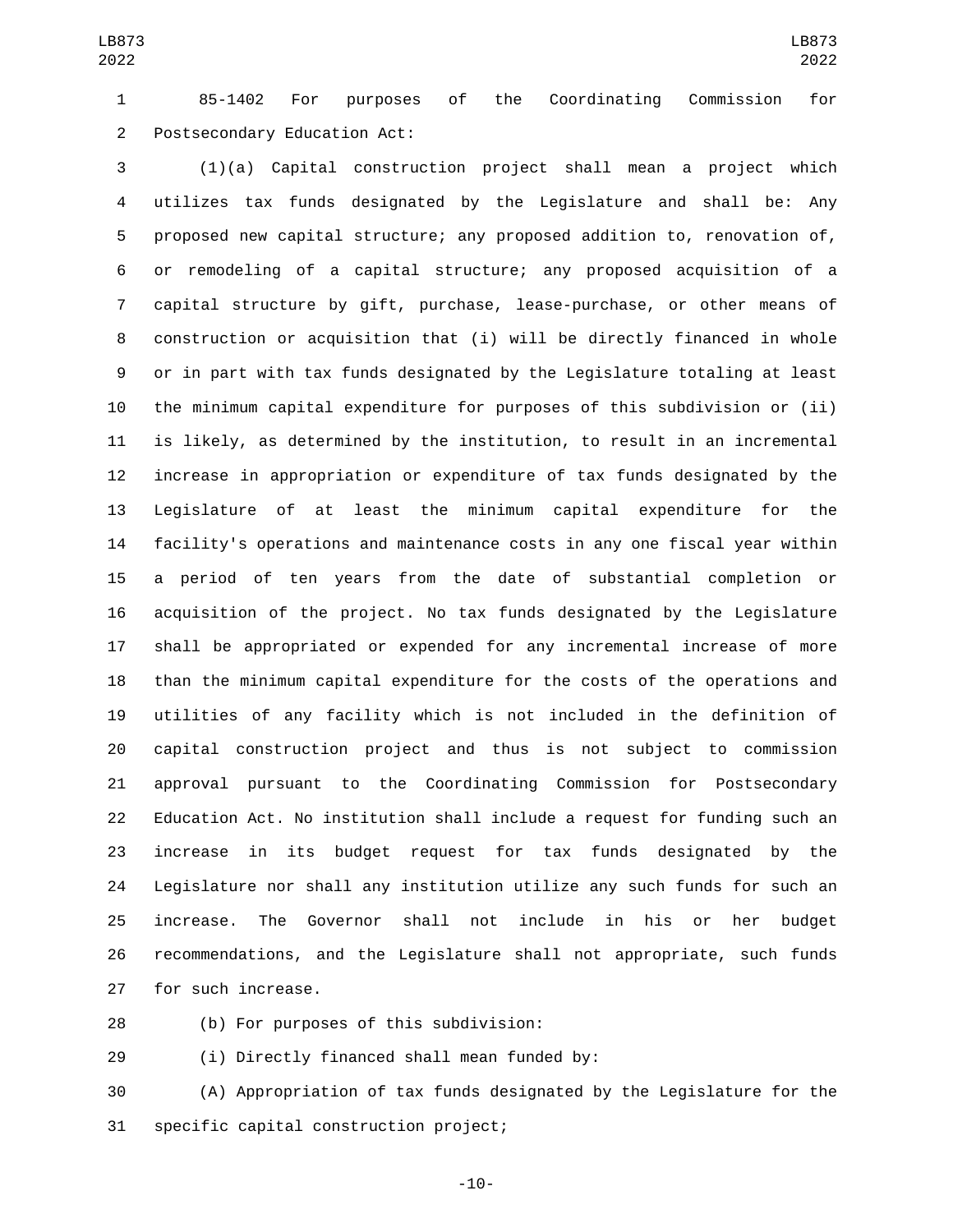85-1402 For purposes of the Coordinating Commission for Postsecondary Education Act:

(1)(a) Capital construction project shall mean a project which utilizes tax funds designated by the Legislature and shall be: Any proposed new capital structure; any proposed addition to, renovation of, or remodeling of a capital structure; any proposed acquisition of a capital structure by gift, purchase, lease-purchase, or other means of construction or acquisition that (i) will be directly financed in whole or in part with tax funds designated by the Legislature totaling at least the minimum capital expenditure for purposes of this subdivision or (ii) is likely, as determined by the institution, to result in an incremental increase in appropriation or expenditure of tax funds designated by the Legislature of at least the minimum capital expenditure for the facility's operations and maintenance costs in any one fiscal year within a period of ten years from the date of substantial completion or acquisition of the project. No tax funds designated by the Legislature shall be appropriated or expended for any incremental increase of more than the minimum capital expenditure for the costs of the operations and utilities of any facility which is not included in the definition of capital construction project and thus is not subject to commission approval pursuant to the Coordinating Commission for Postsecondary Education Act. No institution shall include a request for funding such an increase in its budget request for tax funds designated by the Legislature nor shall any institution utilize any such funds for such an increase. The Governor shall not include in his or her budget recommendations, and the Legislature shall not appropriate, such funds for such increase.

(b) For purposes of this subdivision:

(i) Directly financed shall mean funded by:

(A) Appropriation of tax funds designated by the Legislature for the specific capital construction project;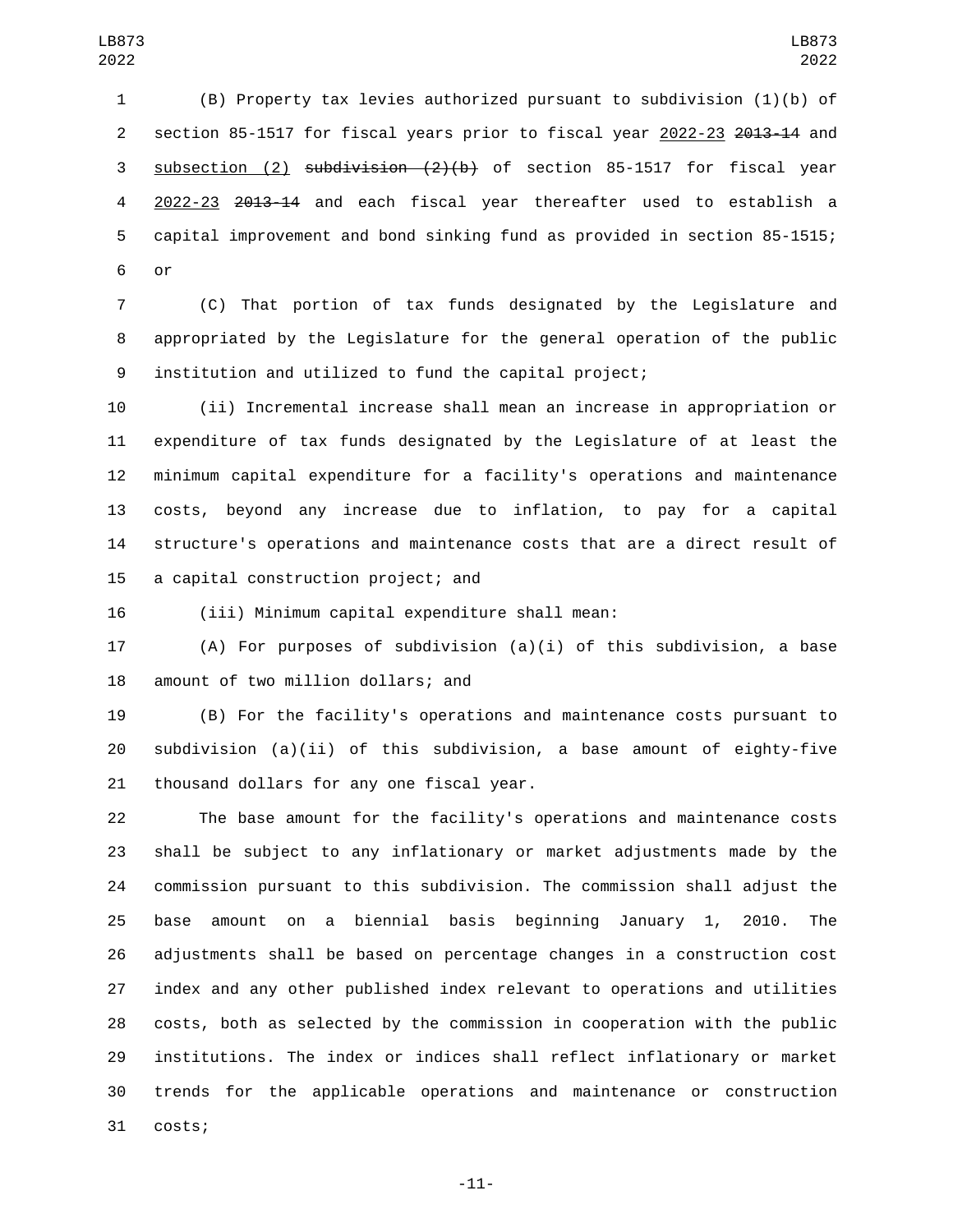(B) Property tax levies authorized pursuant to subdivision (1)(b) of section 85-1517 for fiscal years prior to fiscal year 2022-23 ~~2013-14~~ and subsection (2) ~~subdivision (2)(b)~~ of section 85-1517 for fiscal year 2022-23 ~~2013-14~~ and each fiscal year thereafter used to establish a capital improvement and bond sinking fund as provided in section 85-1515; or

(C) That portion of tax funds designated by the Legislature and appropriated by the Legislature for the general operation of the public institution and utilized to fund the capital project;

(ii) Incremental increase shall mean an increase in appropriation or expenditure of tax funds designated by the Legislature of at least the minimum capital expenditure for a facility's operations and maintenance costs, beyond any increase due to inflation, to pay for a capital structure's operations and maintenance costs that are a direct result of a capital construction project; and

(iii) Minimum capital expenditure shall mean:

(A) For purposes of subdivision (a)(i) of this subdivision, a base amount of two million dollars; and

(B) For the facility's operations and maintenance costs pursuant to subdivision (a)(ii) of this subdivision, a base amount of eighty-five thousand dollars for any one fiscal year.

The base amount for the facility's operations and maintenance costs shall be subject to any inflationary or market adjustments made by the commission pursuant to this subdivision. The commission shall adjust the base amount on a biennial basis beginning January 1, 2010. The adjustments shall be based on percentage changes in a construction cost index and any other published index relevant to operations and utilities costs, both as selected by the commission in cooperation with the public institutions. The index or indices shall reflect inflationary or market trends for the applicable operations and maintenance or construction costs;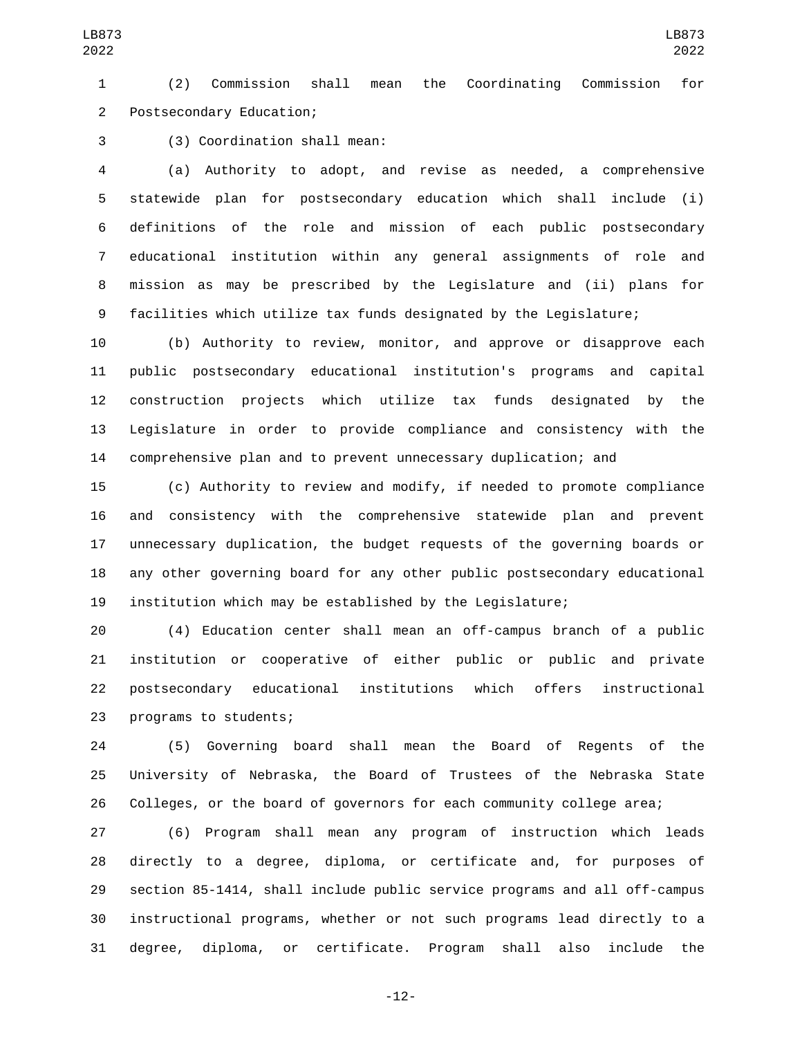(2) Commission shall mean the Coordinating Commission for Postsecondary Education;

(3) Coordination shall mean:

(a) Authority to adopt, and revise as needed, a comprehensive statewide plan for postsecondary education which shall include (i) definitions of the role and mission of each public postsecondary educational institution within any general assignments of role and mission as may be prescribed by the Legislature and (ii) plans for facilities which utilize tax funds designated by the Legislature;

(b) Authority to review, monitor, and approve or disapprove each public postsecondary educational institution's programs and capital construction projects which utilize tax funds designated by the Legislature in order to provide compliance and consistency with the comprehensive plan and to prevent unnecessary duplication; and

(c) Authority to review and modify, if needed to promote compliance and consistency with the comprehensive statewide plan and prevent unnecessary duplication, the budget requests of the governing boards or any other governing board for any other public postsecondary educational institution which may be established by the Legislature;

(4) Education center shall mean an off-campus branch of a public institution or cooperative of either public or public and private postsecondary educational institutions which offers instructional programs to students;

(5) Governing board shall mean the Board of Regents of the University of Nebraska, the Board of Trustees of the Nebraska State Colleges, or the board of governors for each community college area;

(6) Program shall mean any program of instruction which leads directly to a degree, diploma, or certificate and, for purposes of section 85-1414, shall include public service programs and all off-campus instructional programs, whether or not such programs lead directly to a degree, diploma, or certificate. Program shall also include the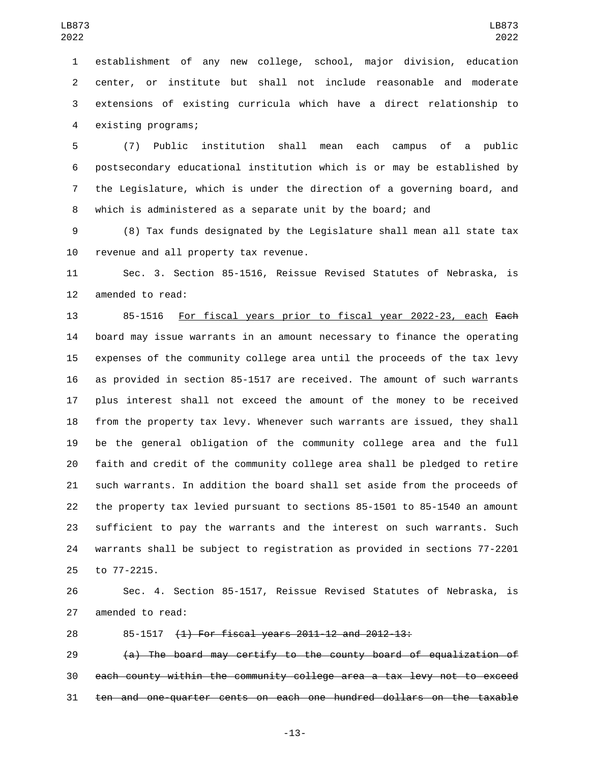establishment of any new college, school, major division, education center, or institute but shall not include reasonable and moderate extensions of existing curricula which have a direct relationship to existing programs;

(7) Public institution shall mean each campus of a public postsecondary educational institution which is or may be established by the Legislature, which is under the direction of a governing board, and which is administered as a separate unit by the board; and

(8) Tax funds designated by the Legislature shall mean all state tax revenue and all property tax revenue.

Sec. 3. Section 85-1516, Reissue Revised Statutes of Nebraska, is amended to read:

85-1516 <u>For fiscal years prior to fiscal year 2022-23, each</u> ~~Each~~ board may issue warrants in an amount necessary to finance the operating expenses of the community college area until the proceeds of the tax levy as provided in section 85-1517 are received. The amount of such warrants plus interest shall not exceed the amount of the money to be received from the property tax levy. Whenever such warrants are issued, they shall be the general obligation of the community college area and the full faith and credit of the community college area shall be pledged to retire such warrants. In addition the board shall set aside from the proceeds of the property tax levied pursuant to sections 85-1501 to 85-1540 an amount sufficient to pay the warrants and the interest on such warrants. Such warrants shall be subject to registration as provided in sections 77-2201 to 77-2215.

Sec. 4. Section 85-1517, Reissue Revised Statutes of Nebraska, is amended to read:

85-1517 ~~(1) For fiscal years 2011-12 and 2012-13:~~

~~(a) The board may certify to the county board of equalization of each county within the community college area a tax levy not to exceed ten and one-quarter cents on each one hundred dollars on the taxable~~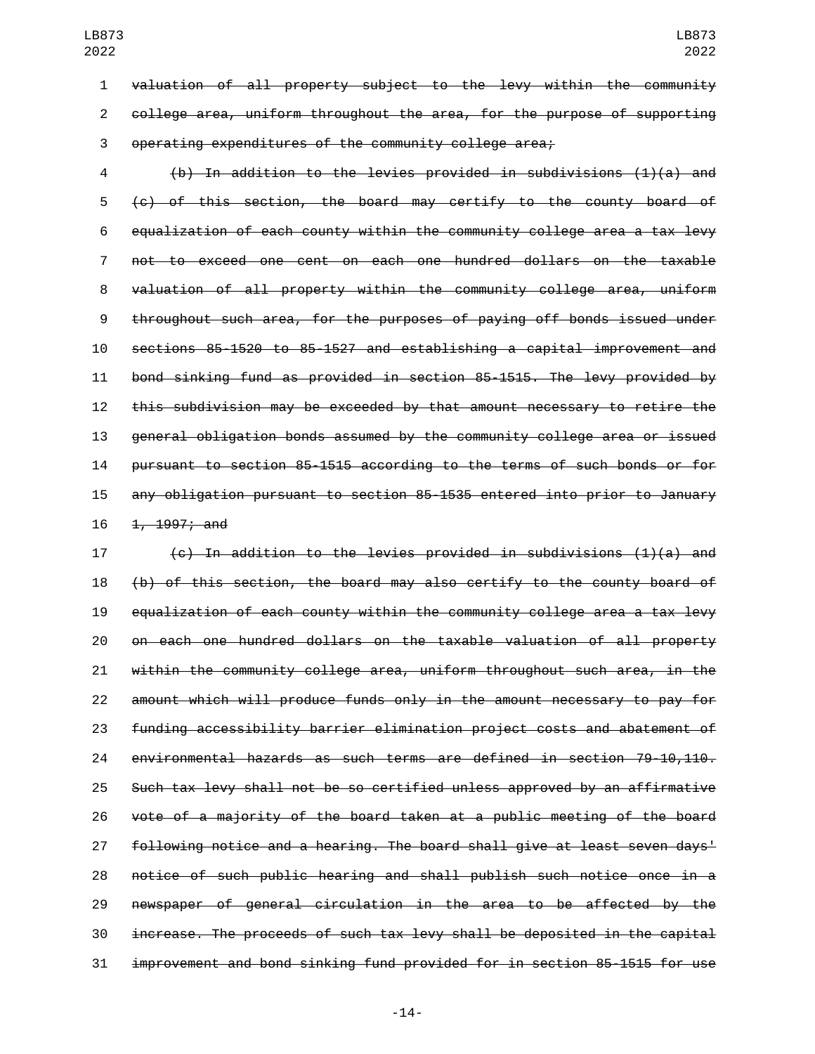~~valuation of all property subject to the levy within the community college area, uniform throughout the area, for the purpose of supporting operating expenditures of the community college area;~~

~~(b) In addition to the levies provided in subdivisions (1)(a) and (c) of this section, the board may certify to the county board of equalization of each county within the community college area a tax levy not to exceed one cent on each one hundred dollars on the taxable valuation of all property within the community college area, uniform throughout such area, for the purposes of paying off bonds issued under sections 85-1520 to 85-1527 and establishing a capital improvement and bond sinking fund as provided in section 85-1515. The levy provided by this subdivision may be exceeded by that amount necessary to retire the general obligation bonds assumed by the community college area or issued pursuant to section 85-1515 according to the terms of such bonds or for any obligation pursuant to section 85-1535 entered into prior to January 1, 1997; and~~

~~(c) In addition to the levies provided in subdivisions (1)(a) and (b) of this section, the board may also certify to the county board of equalization of each county within the community college area a tax levy on each one hundred dollars on the taxable valuation of all property within the community college area, uniform throughout such area, in the amount which will produce funds only in the amount necessary to pay for funding accessibility barrier elimination project costs and abatement of environmental hazards as such terms are defined in section 79-10,110. Such tax levy shall not be so certified unless approved by an affirmative vote of a majority of the board taken at a public meeting of the board following notice and a hearing. The board shall give at least seven days' notice of such public hearing and shall publish such notice once in a newspaper of general circulation in the area to be affected by the increase. The proceeds of such tax levy shall be deposited in the capital improvement and bond sinking fund provided for in section 85-1515 for use~~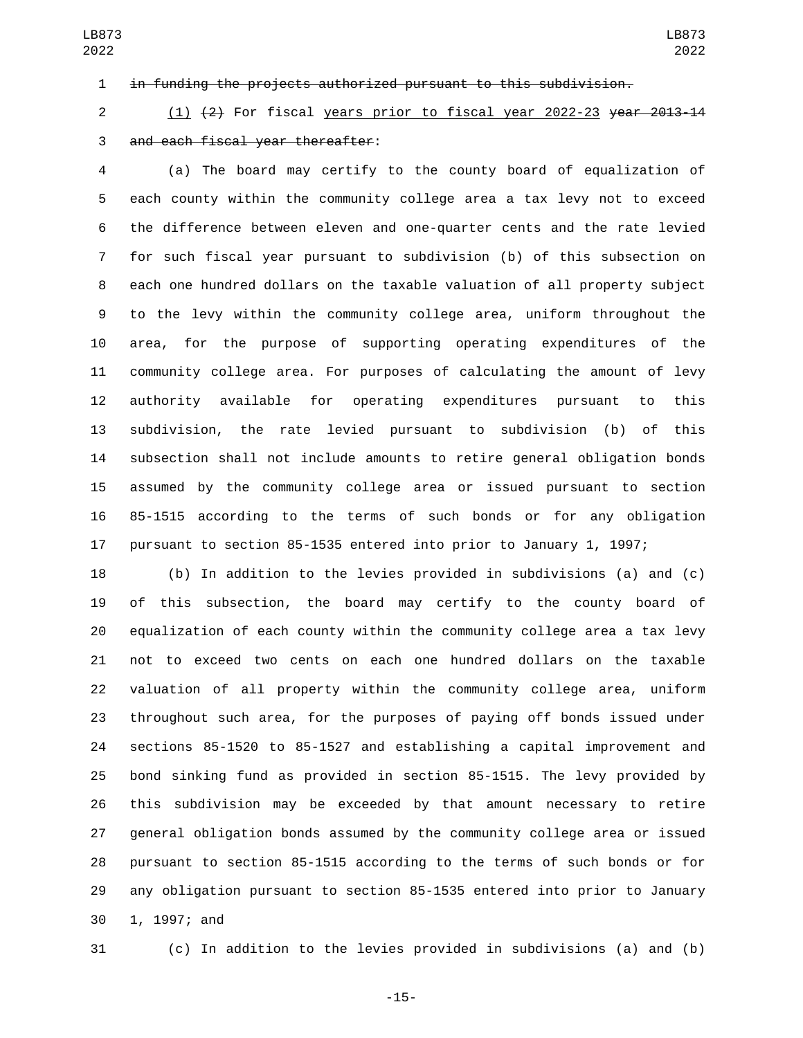~~in funding the projects authorized pursuant to this subdivision.~~

(1) ~~(2)~~ For fiscal years prior to fiscal year 2022-23 ~~year 2013-14 and each fiscal year thereafter~~:

(a) The board may certify to the county board of equalization of each county within the community college area a tax levy not to exceed the difference between eleven and one-quarter cents and the rate levied for such fiscal year pursuant to subdivision (b) of this subsection on each one hundred dollars on the taxable valuation of all property subject to the levy within the community college area, uniform throughout the area, for the purpose of supporting operating expenditures of the community college area. For purposes of calculating the amount of levy authority available for operating expenditures pursuant to this subdivision, the rate levied pursuant to subdivision (b) of this subsection shall not include amounts to retire general obligation bonds assumed by the community college area or issued pursuant to section 85-1515 according to the terms of such bonds or for any obligation pursuant to section 85-1535 entered into prior to January 1, 1997;

(b) In addition to the levies provided in subdivisions (a) and (c) of this subsection, the board may certify to the county board of equalization of each county within the community college area a tax levy not to exceed two cents on each one hundred dollars on the taxable valuation of all property within the community college area, uniform throughout such area, for the purposes of paying off bonds issued under sections 85-1520 to 85-1527 and establishing a capital improvement and bond sinking fund as provided in section 85-1515. The levy provided by this subdivision may be exceeded by that amount necessary to retire general obligation bonds assumed by the community college area or issued pursuant to section 85-1515 according to the terms of such bonds or for any obligation pursuant to section 85-1535 entered into prior to January 1, 1997; and

(c) In addition to the levies provided in subdivisions (a) and (b)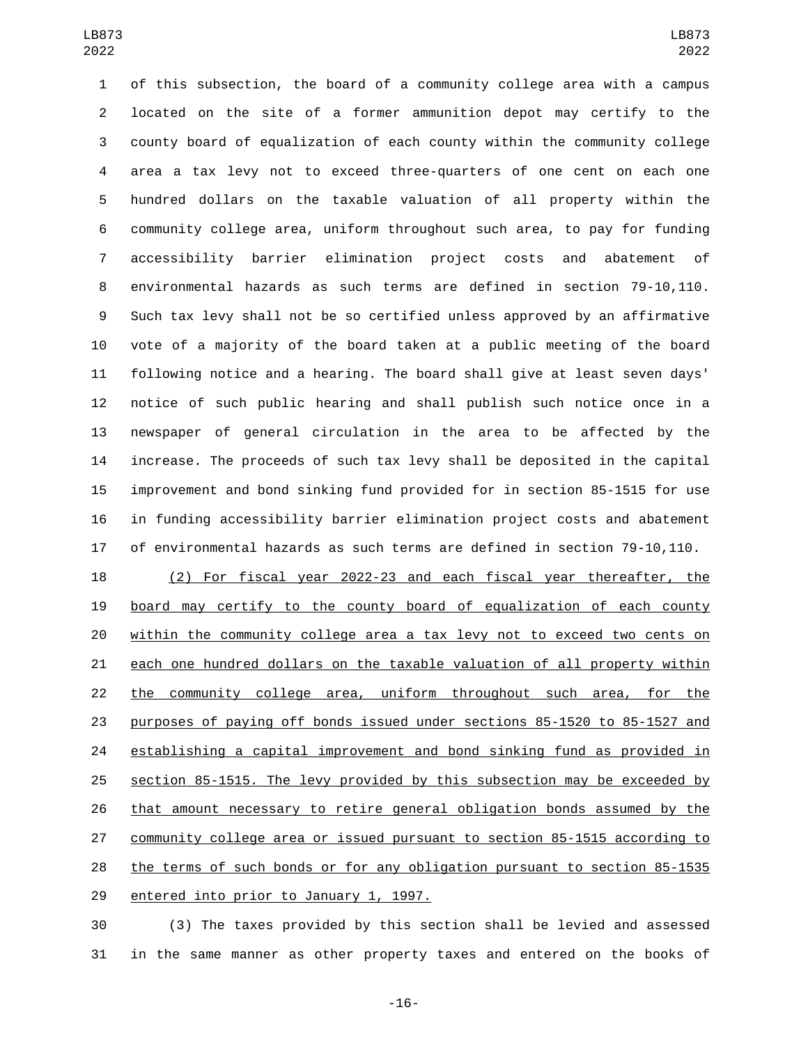of this subsection, the board of a community college area with a campus located on the site of a former ammunition depot may certify to the county board of equalization of each county within the community college area a tax levy not to exceed three-quarters of one cent on each one hundred dollars on the taxable valuation of all property within the community college area, uniform throughout such area, to pay for funding accessibility barrier elimination project costs and abatement of environmental hazards as such terms are defined in section 79-10,110. Such tax levy shall not be so certified unless approved by an affirmative vote of a majority of the board taken at a public meeting of the board following notice and a hearing. The board shall give at least seven days' notice of such public hearing and shall publish such notice once in a newspaper of general circulation in the area to be affected by the increase. The proceeds of such tax levy shall be deposited in the capital improvement and bond sinking fund provided for in section 85-1515 for use in funding accessibility barrier elimination project costs and abatement of environmental hazards as such terms are defined in section 79-10,110.

(2) For fiscal year 2022-23 and each fiscal year thereafter, the board may certify to the county board of equalization of each county within the community college area a tax levy not to exceed two cents on each one hundred dollars on the taxable valuation of all property within the community college area, uniform throughout such area, for the purposes of paying off bonds issued under sections 85-1520 to 85-1527 and establishing a capital improvement and bond sinking fund as provided in section 85-1515. The levy provided by this subsection may be exceeded by that amount necessary to retire general obligation bonds assumed by the community college area or issued pursuant to section 85-1515 according to the terms of such bonds or for any obligation pursuant to section 85-1535 entered into prior to January 1, 1997.

(3) The taxes provided by this section shall be levied and assessed in the same manner as other property taxes and entered on the books of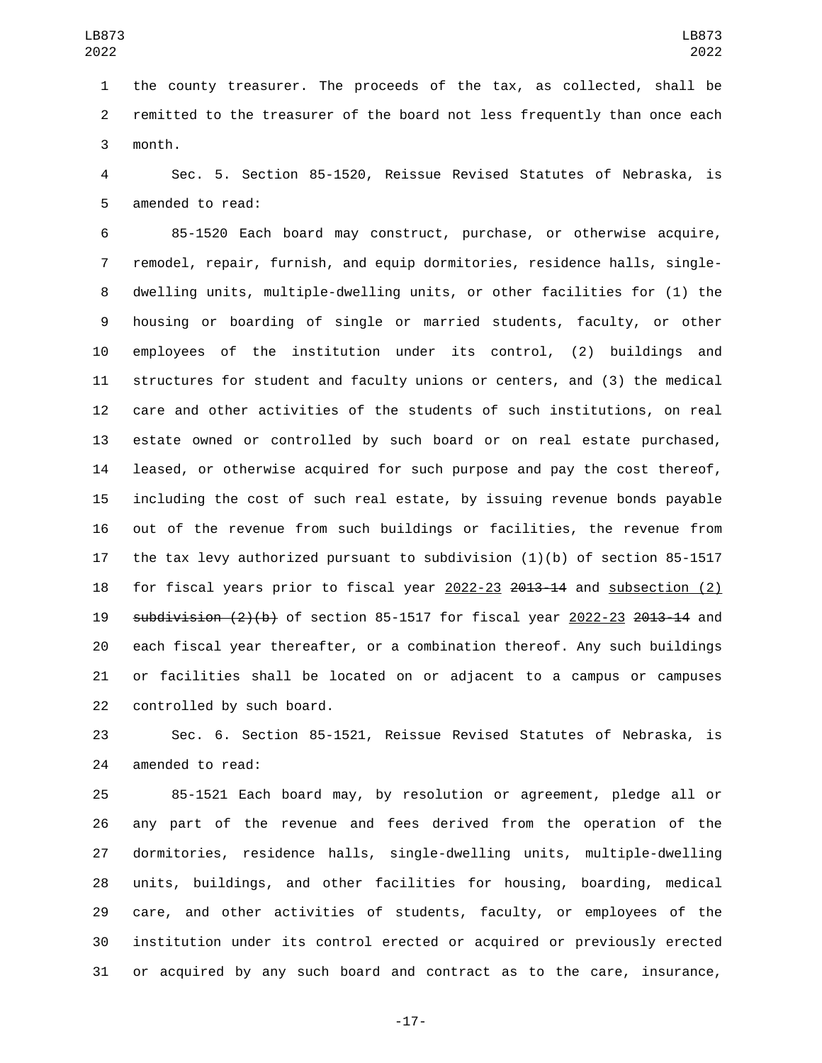the county treasurer. The proceeds of the tax, as collected, shall be remitted to the treasurer of the board not less frequently than once each month.

Sec. 5. Section 85-1520, Reissue Revised Statutes of Nebraska, is amended to read:

85-1520 Each board may construct, purchase, or otherwise acquire, remodel, repair, furnish, and equip dormitories, residence halls, single-dwelling units, multiple-dwelling units, or other facilities for (1) the housing or boarding of single or married students, faculty, or other employees of the institution under its control, (2) buildings and structures for student and faculty unions or centers, and (3) the medical care and other activities of the students of such institutions, on real estate owned or controlled by such board or on real estate purchased, leased, or otherwise acquired for such purpose and pay the cost thereof, including the cost of such real estate, by issuing revenue bonds payable out of the revenue from such buildings or facilities, the revenue from the tax levy authorized pursuant to subdivision (1)(b) of section 85-1517 for fiscal years prior to fiscal year <u>2022-23</u> ~~2013-14~~ and <u>subsection (2)</u> ~~subdivision (2)(b)~~ of section 85-1517 for fiscal year <u>2022-23</u> ~~2013-14~~ and each fiscal year thereafter, or a combination thereof. Any such buildings or facilities shall be located on or adjacent to a campus or campuses controlled by such board.

Sec. 6. Section 85-1521, Reissue Revised Statutes of Nebraska, is amended to read:

85-1521 Each board may, by resolution or agreement, pledge all or any part of the revenue and fees derived from the operation of the dormitories, residence halls, single-dwelling units, multiple-dwelling units, buildings, and other facilities for housing, boarding, medical care, and other activities of students, faculty, or employees of the institution under its control erected or acquired or previously erected or acquired by any such board and contract as to the care, insurance,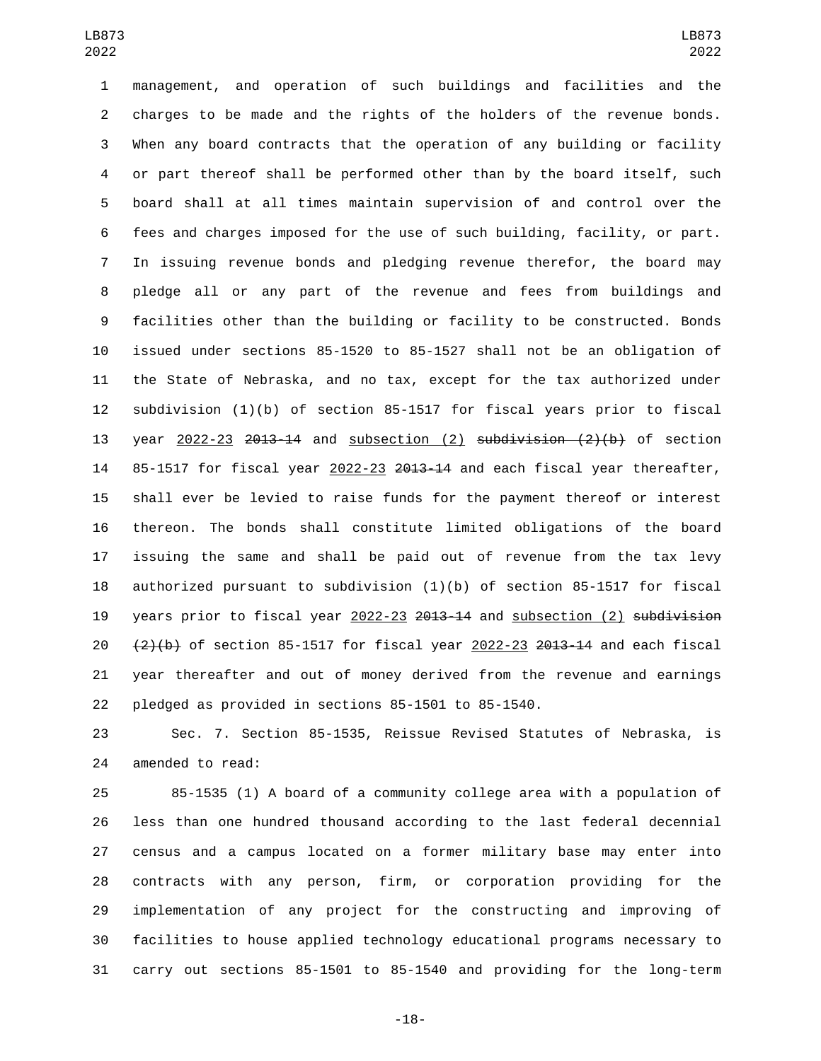management, and operation of such buildings and facilities and the charges to be made and the rights of the holders of the revenue bonds. When any board contracts that the operation of any building or facility or part thereof shall be performed other than by the board itself, such board shall at all times maintain supervision of and control over the fees and charges imposed for the use of such building, facility, or part. In issuing revenue bonds and pledging revenue therefor, the board may pledge all or any part of the revenue and fees from buildings and facilities other than the building or facility to be constructed. Bonds issued under sections 85-1520 to 85-1527 shall not be an obligation of the State of Nebraska, and no tax, except for the tax authorized under subdivision (1)(b) of section 85-1517 for fiscal years prior to fiscal year <u>2022-23</u> ~~2013-14~~ and <u>subsection (2)</u> ~~subdivision (2)(b)~~ of section 85-1517 for fiscal year <u>2022-23</u> ~~2013-14~~ and each fiscal year thereafter, shall ever be levied to raise funds for the payment thereof or interest thereon. The bonds shall constitute limited obligations of the board issuing the same and shall be paid out of revenue from the tax levy authorized pursuant to subdivision (1)(b) of section 85-1517 for fiscal years prior to fiscal year <u>2022-23</u> ~~2013-14~~ and <u>subsection (2)</u> ~~subdivision (2)(b)~~ of section 85-1517 for fiscal year <u>2022-23</u> ~~2013-14~~ and each fiscal year thereafter and out of money derived from the revenue and earnings pledged as provided in sections 85-1501 to 85-1540.

Sec. 7. Section 85-1535, Reissue Revised Statutes of Nebraska, is amended to read:

85-1535 (1) A board of a community college area with a population of less than one hundred thousand according to the last federal decennial census and a campus located on a former military base may enter into contracts with any person, firm, or corporation providing for the implementation of any project for the constructing and improving of facilities to house applied technology educational programs necessary to carry out sections 85-1501 to 85-1540 and providing for the long-term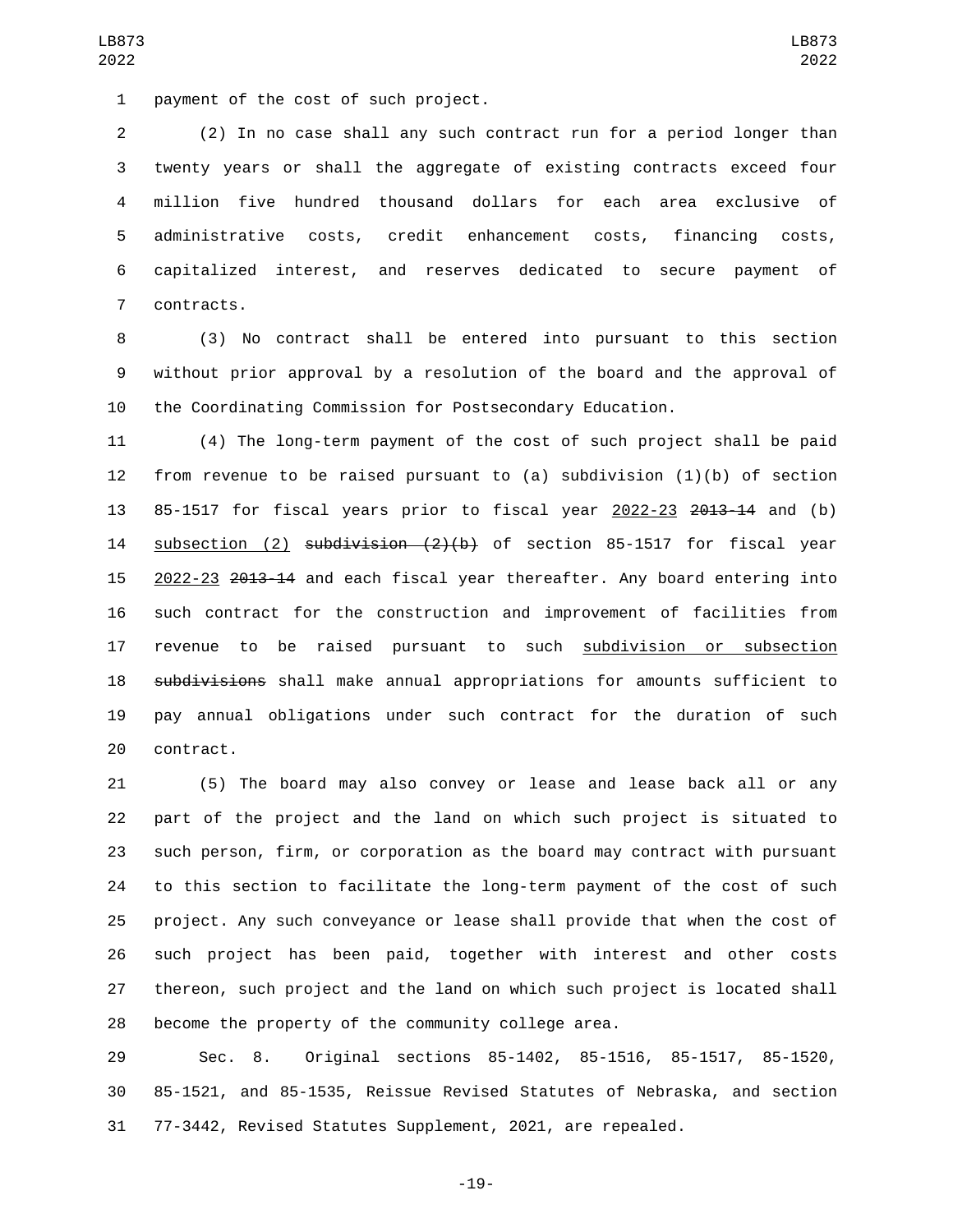payment of the cost of such project.

(2) In no case shall any such contract run for a period longer than twenty years or shall the aggregate of existing contracts exceed four million five hundred thousand dollars for each area exclusive of administrative costs, credit enhancement costs, financing costs, capitalized interest, and reserves dedicated to secure payment of contracts.

(3) No contract shall be entered into pursuant to this section without prior approval by a resolution of the board and the approval of the Coordinating Commission for Postsecondary Education.

(4) The long-term payment of the cost of such project shall be paid from revenue to be raised pursuant to (a) subdivision (1)(b) of section 85-1517 for fiscal years prior to fiscal year <u>2022-23</u> ~~2013-14~~ and (b) <u>subsection (2)</u> ~~subdivision (2)(b)~~ of section 85-1517 for fiscal year <u>2022-23</u> ~~2013-14~~ and each fiscal year thereafter. Any board entering into such contract for the construction and improvement of facilities from revenue to be raised pursuant to such <u>subdivision or subsection</u> ~~subdivisions~~ shall make annual appropriations for amounts sufficient to pay annual obligations under such contract for the duration of such contract.

(5) The board may also convey or lease and lease back all or any part of the project and the land on which such project is situated to such person, firm, or corporation as the board may contract with pursuant to this section to facilitate the long-term payment of the cost of such project. Any such conveyance or lease shall provide that when the cost of such project has been paid, together with interest and other costs thereon, such project and the land on which such project is located shall become the property of the community college area.

Sec. 8. Original sections 85-1402, 85-1516, 85-1517, 85-1520, 85-1521, and 85-1535, Reissue Revised Statutes of Nebraska, and section 77-3442, Revised Statutes Supplement, 2021, are repealed.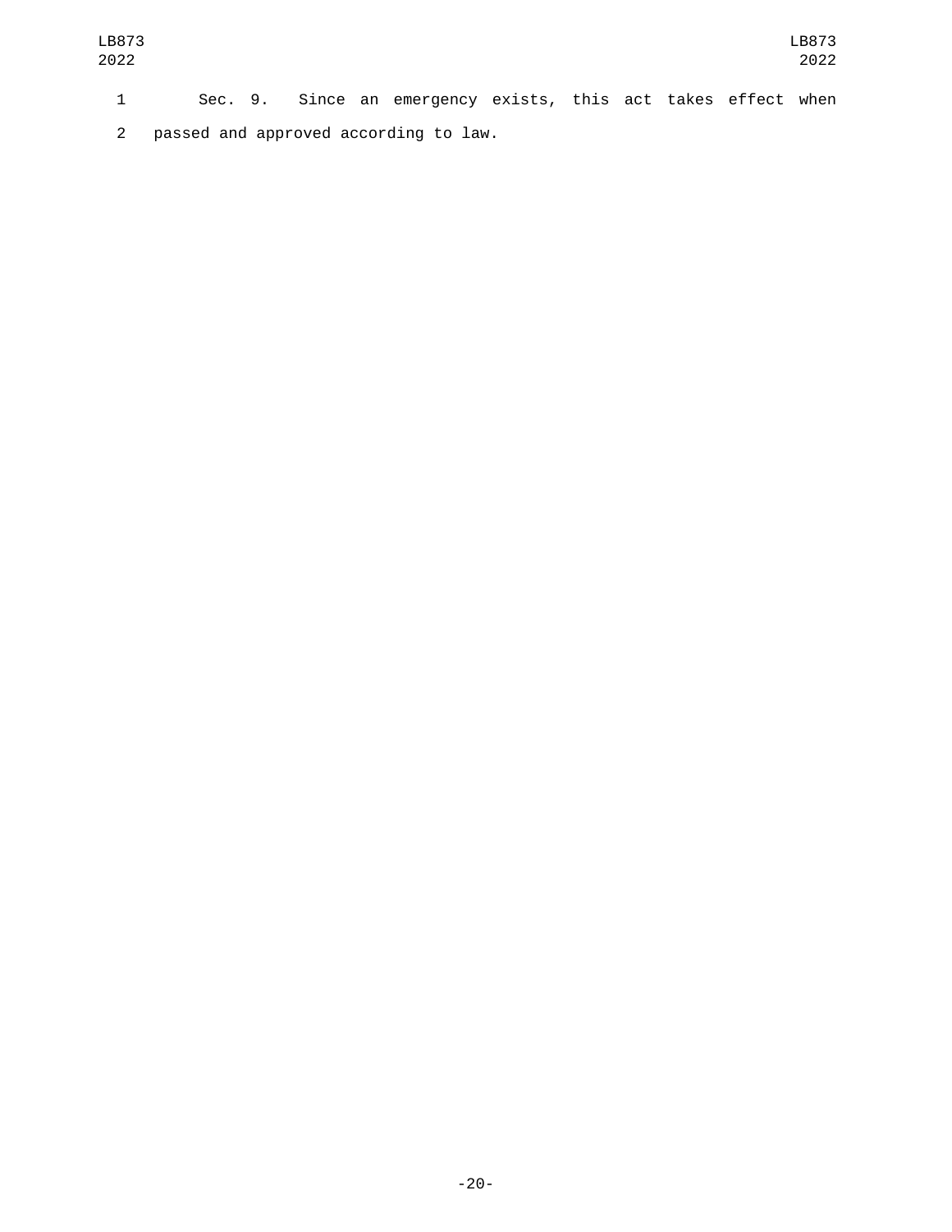Sec. 9. Since an emergency exists, this act takes effect when passed and approved according to law.